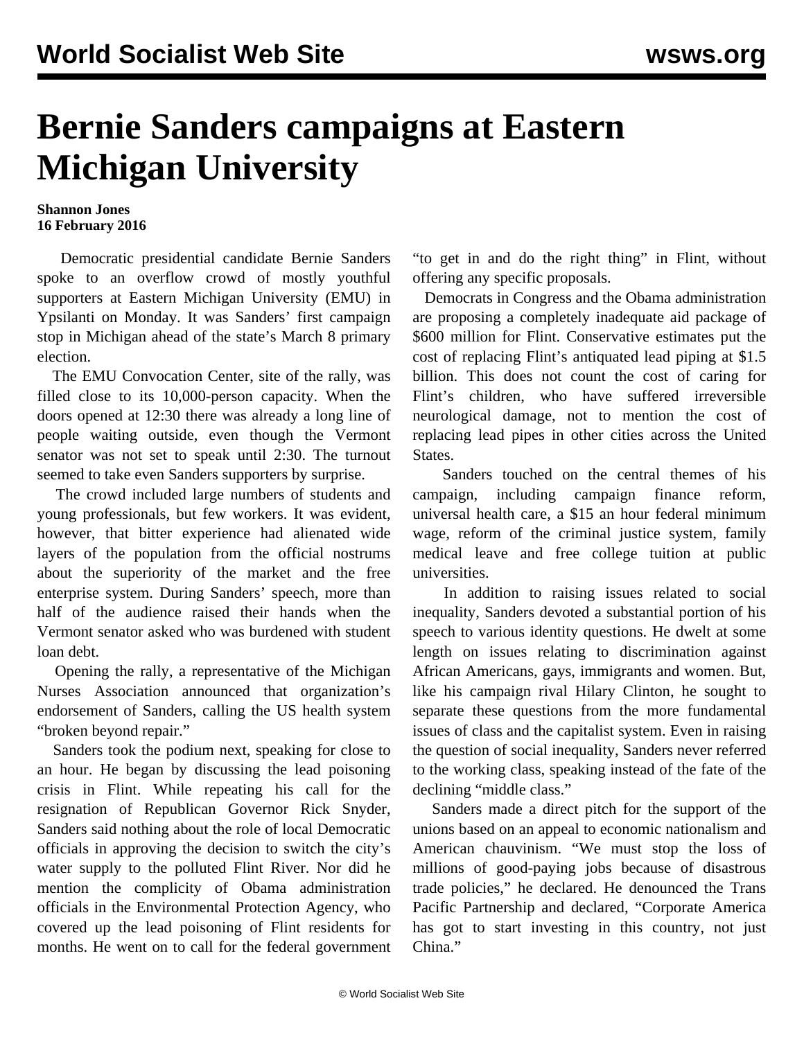# Bernie Sanders campaigns at Eastern Michigan University

**Shannon Jones**
**16 February 2016**

Democratic presidential candidate Bernie Sanders spoke to an overflow crowd of mostly youthful supporters at Eastern Michigan University (EMU) in Ypsilanti on Monday. It was Sanders' first campaign stop in Michigan ahead of the state's March 8 primary election.

The EMU Convocation Center, site of the rally, was filled close to its 10,000-person capacity. When the doors opened at 12:30 there was already a long line of people waiting outside, even though the Vermont senator was not set to speak until 2:30. The turnout seemed to take even Sanders supporters by surprise.

The crowd included large numbers of students and young professionals, but few workers. It was evident, however, that bitter experience had alienated wide layers of the population from the official nostrums about the superiority of the market and the free enterprise system. During Sanders' speech, more than half of the audience raised their hands when the Vermont senator asked who was burdened with student loan debt.

Opening the rally, a representative of the Michigan Nurses Association announced that organization's endorsement of Sanders, calling the US health system "broken beyond repair."

Sanders took the podium next, speaking for close to an hour. He began by discussing the lead poisoning crisis in Flint. While repeating his call for the resignation of Republican Governor Rick Snyder, Sanders said nothing about the role of local Democratic officials in approving the decision to switch the city's water supply to the polluted Flint River. Nor did he mention the complicity of Obama administration officials in the Environmental Protection Agency, who covered up the lead poisoning of Flint residents for months. He went on to call for the federal government "to get in and do the right thing" in Flint, without offering any specific proposals.

Democrats in Congress and the Obama administration are proposing a completely inadequate aid package of $600 million for Flint. Conservative estimates put the cost of replacing Flint's antiquated lead piping at $1.5 billion. This does not count the cost of caring for Flint's children, who have suffered irreversible neurological damage, not to mention the cost of replacing lead pipes in other cities across the United States.

Sanders touched on the central themes of his campaign, including campaign finance reform, universal health care, a $15 an hour federal minimum wage, reform of the criminal justice system, family medical leave and free college tuition at public universities.

In addition to raising issues related to social inequality, Sanders devoted a substantial portion of his speech to various identity questions. He dwelt at some length on issues relating to discrimination against African Americans, gays, immigrants and women. But, like his campaign rival Hilary Clinton, he sought to separate these questions from the more fundamental issues of class and the capitalist system. Even in raising the question of social inequality, Sanders never referred to the working class, speaking instead of the fate of the declining "middle class."

Sanders made a direct pitch for the support of the unions based on an appeal to economic nationalism and American chauvinism. "We must stop the loss of millions of good-paying jobs because of disastrous trade policies," he declared. He denounced the Trans Pacific Partnership and declared, "Corporate America has got to start investing in this country, not just China."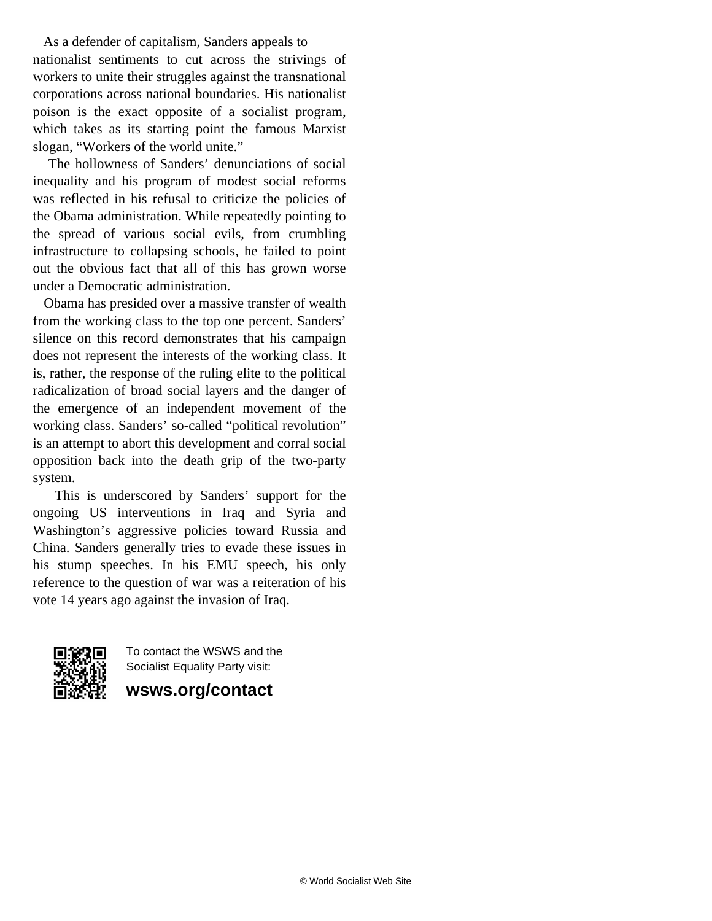As a defender of capitalism, Sanders appeals to nationalist sentiments to cut across the strivings of workers to unite their struggles against the transnational corporations across national boundaries. His nationalist poison is the exact opposite of a socialist program, which takes as its starting point the famous Marxist slogan, "Workers of the world unite."

The hollowness of Sanders' denunciations of social inequality and his program of modest social reforms was reflected in his refusal to criticize the policies of the Obama administration. While repeatedly pointing to the spread of various social evils, from crumbling infrastructure to collapsing schools, he failed to point out the obvious fact that all of this has grown worse under a Democratic administration.

Obama has presided over a massive transfer of wealth from the working class to the top one percent. Sanders' silence on this record demonstrates that his campaign does not represent the interests of the working class. It is, rather, the response of the ruling elite to the political radicalization of broad social layers and the danger of the emergence of an independent movement of the working class. Sanders' so-called "political revolution" is an attempt to abort this development and corral social opposition back into the death grip of the two-party system.

This is underscored by Sanders' support for the ongoing US interventions in Iraq and Syria and Washington's aggressive policies toward Russia and China. Sanders generally tries to evade these issues in his stump speeches. In his EMU speech, his only reference to the question of war was a reiteration of his vote 14 years ago against the invasion of Iraq.

To contact the WSWS and the Socialist Equality Party visit:

**wsws.org/contact**